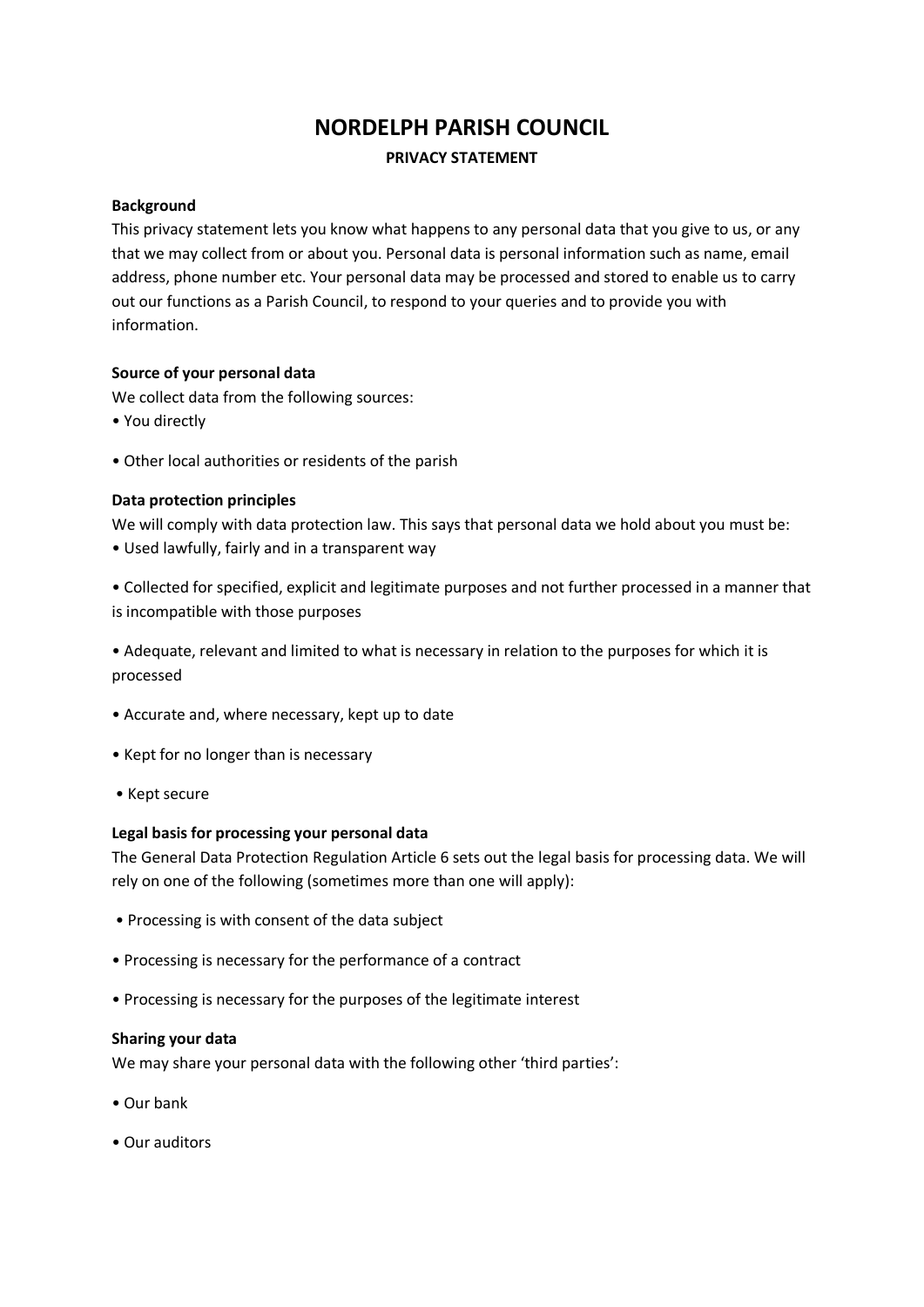# NORDELPH PARISH COUNCIL

## PRIVACY STATEMENT

**Background**

This privacy statement lets you know what happens to any personal data that you give to us, or any that we may collect from or about you. Personal data is personal information such as name, email address, phone number etc. Your personal data may be processed and stored to enable us to carry out our functions as a Parish Council, to respond to your queries and to provide you with information.

**Source of your personal data**

We collect data from the following sources:

- You directly
- Other local authorities or residents of the parish

**Data protection principles**

We will comply with data protection law. This says that personal data we hold about you must be:

- Used lawfully, fairly and in a transparent way
- Collected for specified, explicit and legitimate purposes and not further processed in a manner that is incompatible with those purposes
- Adequate, relevant and limited to what is necessary in relation to the purposes for which it is processed
- Accurate and, where necessary, kept up to date
- Kept for no longer than is necessary
- Kept secure

**Legal basis for processing your personal data**

The General Data Protection Regulation Article 6 sets out the legal basis for processing data. We will rely on one of the following (sometimes more than one will apply):

- Processing is with consent of the data subject
- Processing is necessary for the performance of a contract
- Processing is necessary for the purposes of the legitimate interest

**Sharing your data**

We may share your personal data with the following other 'third parties':

- Our bank
- Our auditors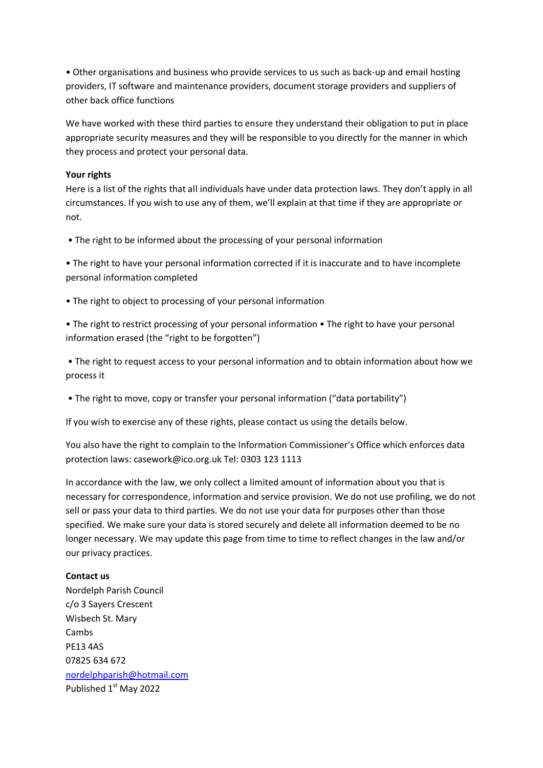- Other organisations and business who provide services to us such as back-up and email hosting providers, IT software and maintenance providers, document storage providers and suppliers of other back office functions

We have worked with these third parties to ensure they understand their obligation to put in place appropriate security measures and they will be responsible to you directly for the manner in which they process and protect your personal data.

**Your rights**

Here is a list of the rights that all individuals have under data protection laws. They don't apply in all circumstances. If you wish to use any of them, we'll explain at that time if they are appropriate or not.

- The right to be informed about the processing of your personal information

- The right to have your personal information corrected if it is inaccurate and to have incomplete personal information completed

- The right to object to processing of your personal information

- The right to restrict processing of your personal information • The right to have your personal information erased (the "right to be forgotten")

- The right to request access to your personal information and to obtain information about how we process it

- The right to move, copy or transfer your personal information ("data portability")

If you wish to exercise any of these rights, please contact us using the details below.

You also have the right to complain to the Information Commissioner's Office which enforces data protection laws: casework@ico.org.uk Tel: 0303 123 1113

In accordance with the law, we only collect a limited amount of information about you that is necessary for correspondence, information and service provision. We do not use profiling, we do not sell or pass your data to third parties. We do not use your data for purposes other than those specified. We make sure your data is stored securely and delete all information deemed to be no longer necessary. We may update this page from time to time to reflect changes in the law and/or our privacy practices.

**Contact us**

Nordelph Parish Council
c/o 3 Sayers Crescent
Wisbech St. Mary
Cambs
PE13 4AS
07825 634 672
nordelphparish@hotmail.com
Published 1st May 2022